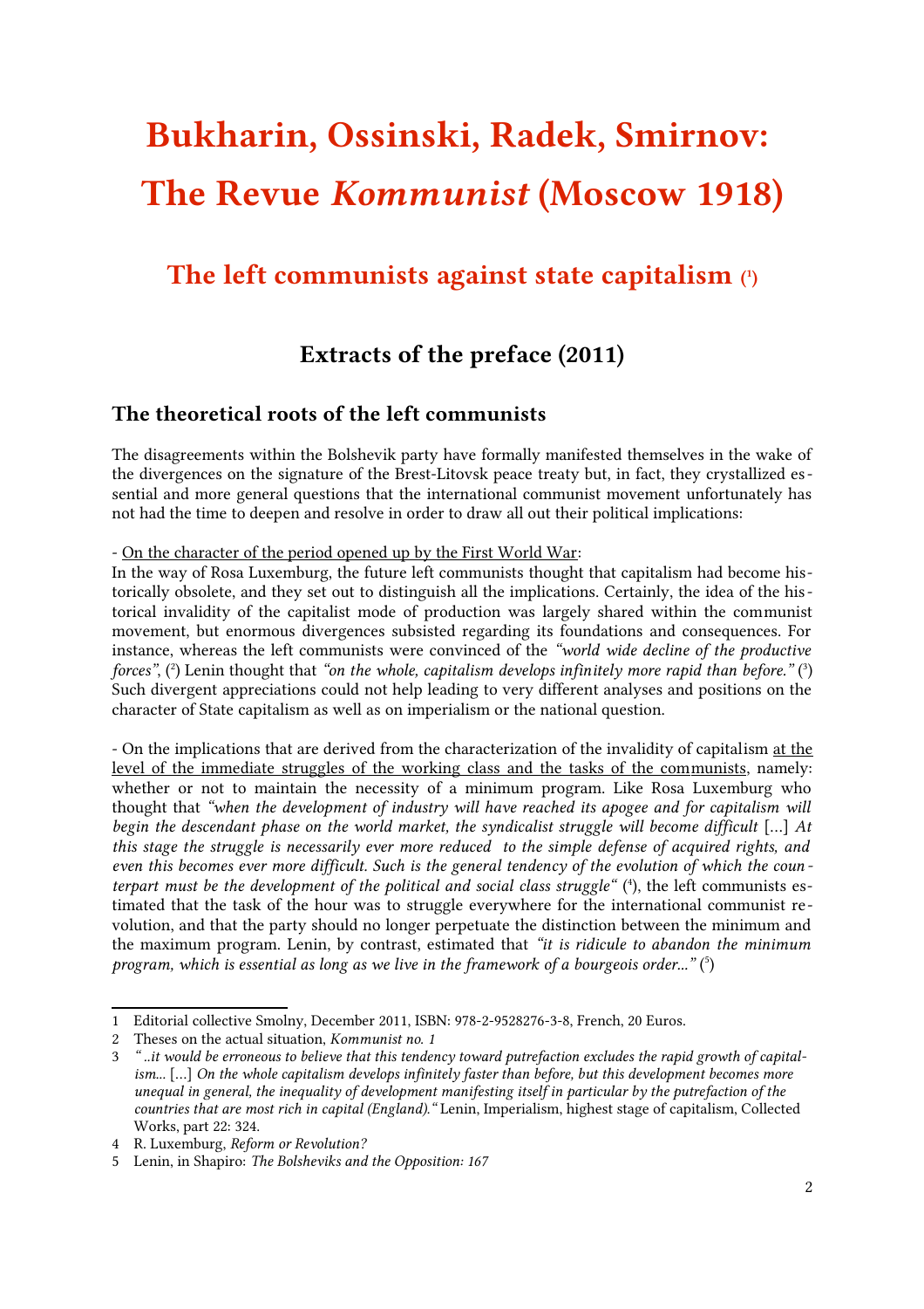# Bukharin, Ossinski, Radek, Smirnov: The Revue *Kommunist* (Moscow 1918)

## The left communists against state capitalism [1]

### Extracts of the preface (2011)

#### The theoretical roots of the left communists

The disagreements within the Bolshevik party have formally manifested themselves in the wake of the divergences on the signature of the Brest-Litovsk peace treaty but, in fact, they crystallized essential and more general questions that the international communist movement unfortunately has not had the time to deepen and resolve in order to draw all out their political implications:

- <u>On the character of the period opened up by the First World War</u>:
In the way of Rosa Luxemburg, the future left communists thought that capitalism had become historically obsolete, and they set out to distinguish all the implications. Certainly, the idea of the historical invalidity of the capitalist mode of production was largely shared within the communist movement, but enormous divergences subsisted regarding its foundations and consequences. For instance, whereas the left communists were convinced of the *"world wide decline of the productive forces"*, ([2]) Lenin thought that *"on the whole, capitalism develops infinitely more rapid than before."* ([3]) Such divergent appreciations could not help leading to very different analyses and positions on the character of State capitalism as well as on imperialism or the national question.

- On the implications that are derived from the characterization of the invalidity of capitalism <u>at the level of the immediate struggles of the working class and the tasks of the communists</u>, namely: whether or not to maintain the necessity of a minimum program. Like Rosa Luxemburg who thought that *"when the development of industry will have reached its apogee and for capitalism will begin the descendant phase on the world market, the syndicalist struggle will become difficult* [...] *At this stage the struggle is necessarily ever more reduced to the simple defense of acquired rights, and even this becomes ever more difficult. Such is the general tendency of the evolution of which the counterpart must be the development of the political and social class struggle"* ([4]), the left communists estimated that the task of the hour was to struggle everywhere for the international communist revolution, and that the party should no longer perpetuate the distinction between the minimum and the maximum program. Lenin, by contrast, estimated that *"it is ridicule to abandon the minimum program, which is essential as long as we live in the framework of a bourgeois order..."* ([5])

---

1. Editorial collective Smolny, December 2011, ISBN: 978-2-9528276-3-8, French, 20 Euros.
2. Theses on the actual situation, *Kommunist no. 1*
3. *"..it would be erroneous to believe that this tendency toward putrefaction excludes the rapid growth of capitalism...* [...] *On the whole capitalism develops infinitely faster than before, but this development becomes more unequal in general, the inequality of development manifesting itself in particular by the putrefaction of the countries that are most rich in capital (England)."* Lenin, Imperialism, highest stage of capitalism, Collected Works, part 22: 324.
4. R. Luxemburg, *Reform or Revolution?*
5. Lenin, in Shapiro: *The Bolsheviks and the Opposition: 167*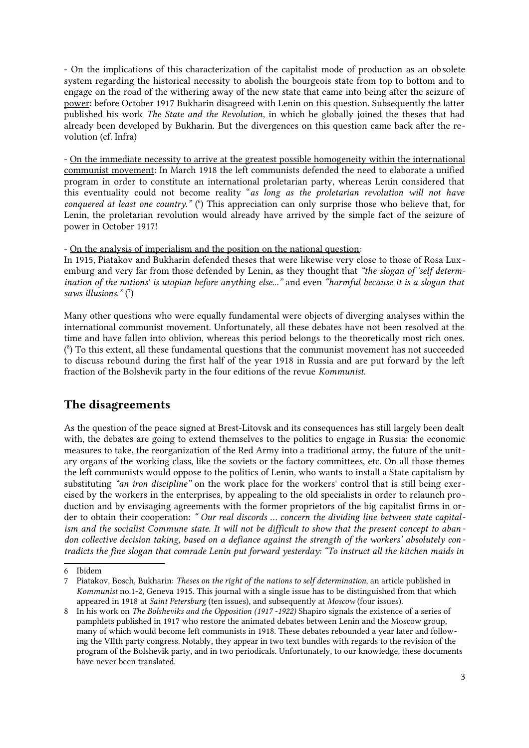- On the implications of this characterization of the capitalist mode of production as an obsolete system regarding the historical necessity to abolish the bourgeois state from top to bottom and to engage on the road of the withering away of the new state that came into being after the seizure of power: before October 1917 Bukharin disagreed with Lenin on this question. Subsequently the latter published his work *The State and the Revolution*, in which he globally joined the theses that had already been developed by Bukharin. But the divergences on this question came back after the revolution (cf. Infra)

- On the immediate necessity to arrive at the greatest possible homogeneity within the international communist movement: In March 1918 the left communists defended the need to elaborate a unified program in order to constitute an international proletarian party, whereas Lenin considered that this eventuality could not become reality "*as long as the proletarian revolution will not have conquered at least one country.*" ([6]) This appreciation can only surprise those who believe that, for Lenin, the proletarian revolution would already have arrived by the simple fact of the seizure of power in October 1917!

- On the analysis of imperialism and the position on the national question:
In 1915, Piatakov and Bukharin defended theses that were likewise very close to those of Rosa Luxemburg and very far from those defended by Lenin, as they thought that *"the slogan of 'self determination of the nations' is utopian before anything else..."* and even *"harmful because it is a slogan that saws illusions."* ([7])

Many other questions who were equally fundamental were objects of diverging analyses within the international communist movement. Unfortunately, all these debates have not been resolved at the time and have fallen into oblivion, whereas this period belongs to the theoretically most rich ones. ([8]) To this extent, all these fundamental questions that the communist movement has not succeeded to discuss rebound during the first half of the year 1918 in Russia and are put forward by the left fraction of the Bolshevik party in the four editions of the revue *Kommunist.*

## The disagreements

As the question of the peace signed at Brest-Litovsk and its consequences has still largely been dealt with, the debates are going to extend themselves to the politics to engage in Russia: the economic measures to take, the reorganization of the Red Army into a traditional army, the future of the unitary organs of the working class, like the soviets or the factory committees, etc. On all those themes the left communists would oppose to the politics of Lenin, who wants to install a State capitalism by substituting *"an iron discipline"* on the work place for the workers' control that is still being exercised by the workers in the enterprises, by appealing to the old specialists in order to relaunch production and by envisaging agreements with the former proprietors of the big capitalist firms in order to obtain their cooperation: *" Our real discords ... concern the dividing line between state capitalism and the socialist Commune state. It will not be difficult to show that the present concept to abandon collective decision taking, based on a defiance against the strength of the workers' absolutely contradicts the fine slogan that comrade Lenin put forward yesterday: "To instruct all the kitchen maids in*

---

6 Ibidem

7 Piatakov, Bosch, Bukharin: *Theses on the right of the nations to self determination*, an article published in *Kommunist* no.1-2, Geneva 1915. This journal with a single issue has to be distinguished from that which appeared in 1918 at *Saint Petersburg* (ten issues), and subsequently at *Moscow* (four issues).

8 In his work on *The Bolsheviks and the Opposition (1917 -1922)* Shapiro signals the existence of a series of pamphlets published in 1917 who restore the animated debates between Lenin and the Moscow group, many of which would become left communists in 1918. These debates rebounded a year later and following the VIIth party congress. Notably, they appear in two text bundles with regards to the revision of the program of the Bolshevik party, and in two periodicals. Unfortunately, to our knowledge, these documents have never been translated.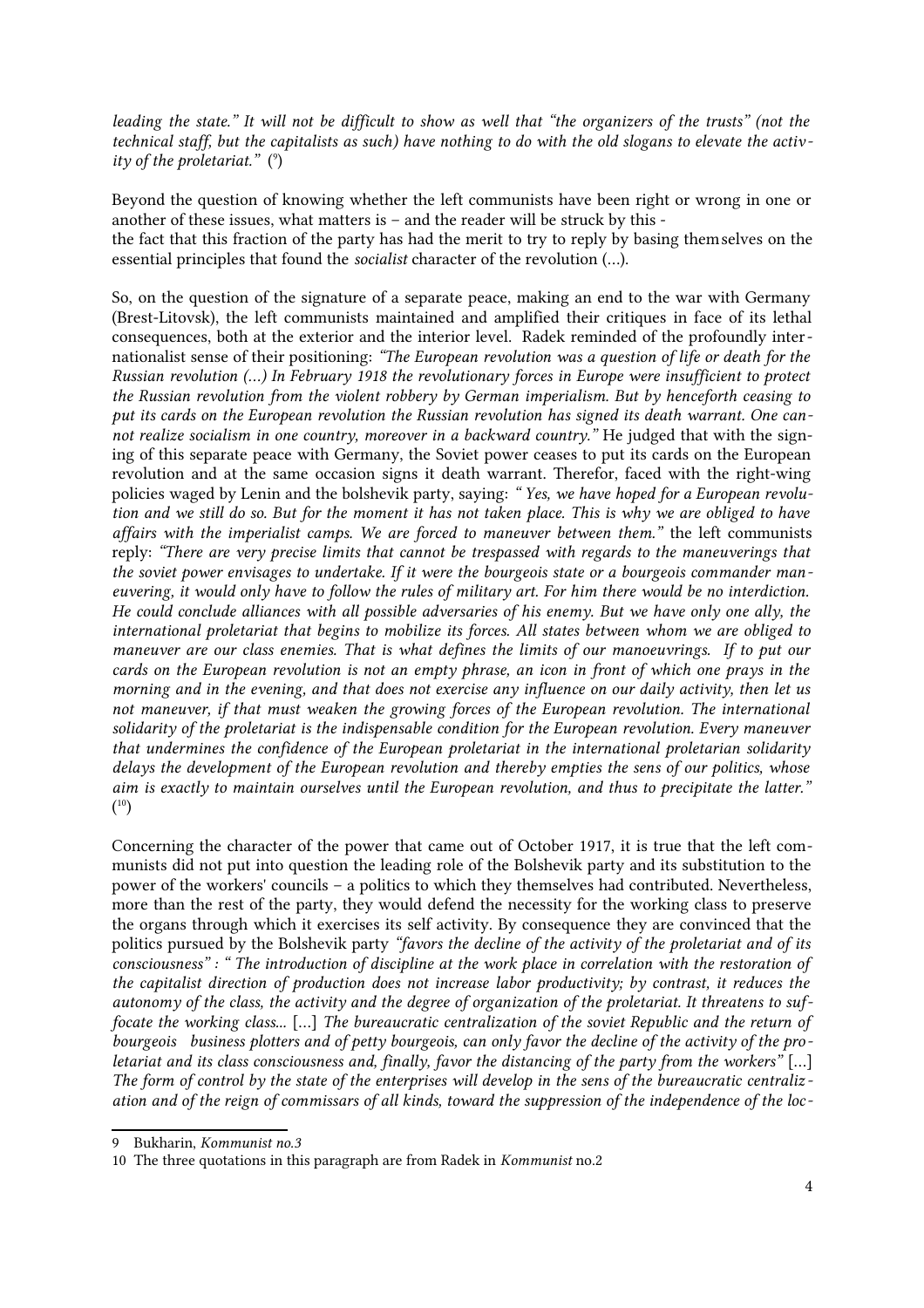*leading the state." It will not be difficult to show as well that "the organizers of the trusts" (not the technical staff, but the capitalists as such) have nothing to do with the old slogans to elevate the activity of the proletariat."* ([9])

Beyond the question of knowing whether the left communists have been right or wrong in one or another of these issues, what matters is – and the reader will be struck by this -
the fact that this fraction of the party has had the merit to try to reply by basing themselves on the essential principles that found the *socialist* character of the revolution (...).

So, on the question of the signature of a separate peace, making an end to the war with Germany (Brest-Litovsk), the left communists maintained and amplified their critiques in face of its lethal consequences, both at the exterior and the interior level. Radek reminded of the profoundly internationalist sense of their positioning: *"The European revolution was a question of life or death for the Russian revolution (...) In February 1918 the revolutionary forces in Europe were insufficient to protect the Russian revolution from the violent robbery by German imperialism. But by henceforth ceasing to put its cards on the European revolution the Russian revolution has signed its death warrant. One cannot realize socialism in one country, moreover in a backward country."* He judged that with the signing of this separate peace with Germany, the Soviet power ceases to put its cards on the European revolution and at the same occasion signs it death warrant. Therefor, faced with the right-wing policies waged by Lenin and the bolshevik party, saying: *" Yes, we have hoped for a European revolution and we still do so. But for the moment it has not taken place. This is why we are obliged to have affairs with the imperialist camps. We are forced to maneuver between them."* the left communists reply: *"There are very precise limits that cannot be trespassed with regards to the maneuverings that the soviet power envisages to undertake. If it were the bourgeois state or a bourgeois commander maneuvering, it would only have to follow the rules of military art. For him there would be no interdiction. He could conclude alliances with all possible adversaries of his enemy. But we have only one ally, the international proletariat that begins to mobilize its forces. All states between whom we are obliged to maneuver are our class enemies. That is what defines the limits of our manoeuvrings. If to put our cards on the European revolution is not an empty phrase, an icon in front of which one prays in the morning and in the evening, and that does not exercise any influence on our daily activity, then let us not maneuver, if that must weaken the growing forces of the European revolution. The international solidarity of the proletariat is the indispensable condition for the European revolution. Every maneuver that undermines the confidence of the European proletariat in the international proletarian solidarity delays the development of the European revolution and thereby empties the sens of our politics, whose aim is exactly to maintain ourselves until the European revolution, and thus to precipitate the latter."* ([10])

Concerning the character of the power that came out of October 1917, it is true that the left communists did not put into question the leading role of the Bolshevik party and its substitution to the power of the workers' councils – a politics to which they themselves had contributed. Nevertheless, more than the rest of the party, they would defend the necessity for the working class to preserve the organs through which it exercises its self activity. By consequence they are convinced that the politics pursued by the Bolshevik party *"favors the decline of the activity of the proletariat and of its consciousness" : " The introduction of discipline at the work place in correlation with the restoration of the capitalist direction of production does not increase labor productivity; by contrast, it reduces the autonomy of the class, the activity and the degree of organization of the proletariat. It threatens to suffocate the working class...* [...] *The bureaucratic centralization of the soviet Republic and the return of bourgeois business plotters and of petty bourgeois, can only favor the decline of the activity of the proletariat and its class consciousness and, finally, favor the distancing of the party from the workers"* [...] *The form of control by the state of the enterprises will develop in the sens of the bureaucratic centralization and of the reign of commissars of all kinds, toward the suppression of the independence of the loc-*

---

9 Bukharin, *Kommunist no.3*

10 The three quotations in this paragraph are from Radek in *Kommunist* no.2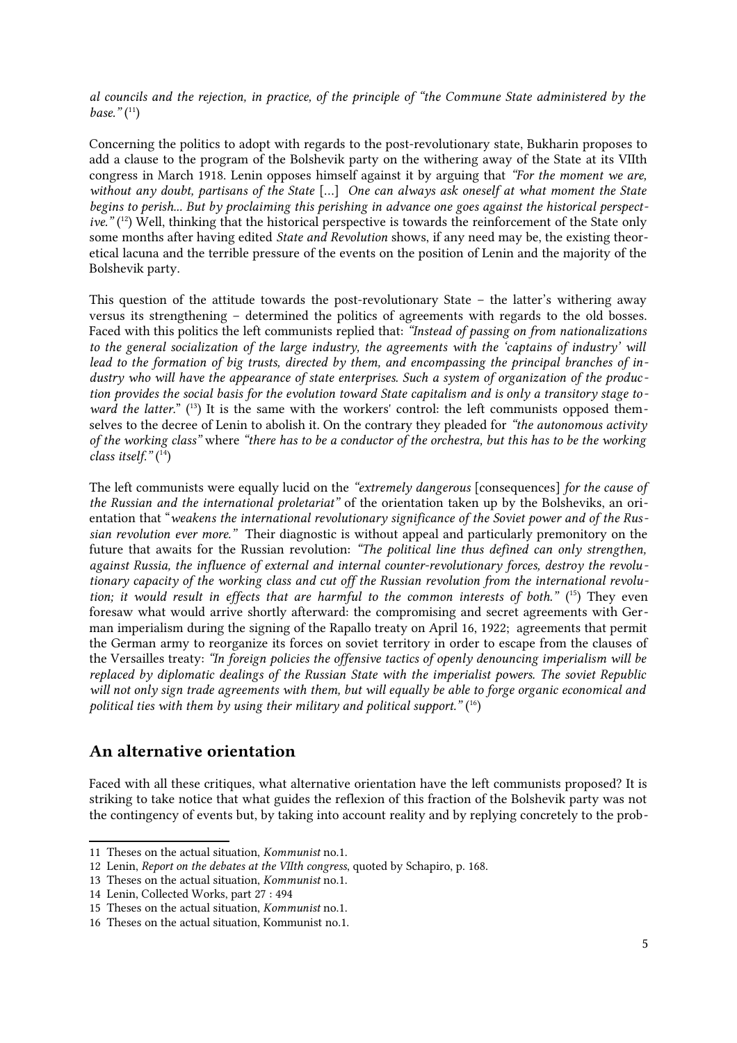*al councils and the rejection, in practice, of the principle of "the Commune State administered by the base."* [11]

Concerning the politics to adopt with regards to the post-revolutionary state, Bukharin proposes to add a clause to the program of the Bolshevik party on the withering away of the State at its VIIth congress in March 1918. Lenin opposes himself against it by arguing that *"For the moment we are, without any doubt, partisans of the State* [...] *One can always ask oneself at what moment the State begins to perish... But by proclaiming this perishing in advance one goes against the historical perspective."* [12] Well, thinking that the historical perspective is towards the reinforcement of the State only some months after having edited *State and Revolution* shows, if any need may be, the existing theoretical lacuna and the terrible pressure of the events on the position of Lenin and the majority of the Bolshevik party.

This question of the attitude towards the post-revolutionary State – the latter's withering away versus its strengthening – determined the politics of agreements with regards to the old bosses. Faced with this politics the left communists replied that: *"Instead of passing on from nationalizations to the general socialization of the large industry, the agreements with the 'captains of industry' will lead to the formation of big trusts, directed by them, and encompassing the principal branches of industry who will have the appearance of state enterprises. Such a system of organization of the production provides the social basis for the evolution toward State capitalism and is only a transitory stage toward the latter."* [13] It is the same with the workers' control: the left communists opposed themselves to the decree of Lenin to abolish it. On the contrary they pleaded for *"the autonomous activity of the working class"* where *"there has to be a conductor of the orchestra, but this has to be the working class itself."* [14]

The left communists were equally lucid on the *"extremely dangerous* [consequences] *for the cause of the Russian and the international proletariat"* of the orientation taken up by the Bolsheviks, an orientation that "*weakens the international revolutionary significance of the Soviet power and of the Russian revolution ever more."* Their diagnostic is without appeal and particularly premonitory on the future that awaits for the Russian revolution: *"The political line thus defined can only strengthen, against Russia, the influence of external and internal counter-revolutionary forces, destroy the revolutionary capacity of the working class and cut off the Russian revolution from the international revolution; it would result in effects that are harmful to the common interests of both."* [15] They even foresaw what would arrive shortly afterward: the compromising and secret agreements with German imperialism during the signing of the Rapallo treaty on April 16, 1922; agreements that permit the German army to reorganize its forces on soviet territory in order to escape from the clauses of the Versailles treaty: *"In foreign policies the offensive tactics of openly denouncing imperialism will be replaced by diplomatic dealings of the Russian State with the imperialist powers. The soviet Republic will not only sign trade agreements with them, but will equally be able to forge organic economical and political ties with them by using their military and political support."* [16]

## An alternative orientation

Faced with all these critiques, what alternative orientation have the left communists proposed? It is striking to take notice that what guides the reflexion of this fraction of the Bolshevik party was not the contingency of events but, by taking into account reality and by replying concretely to the prob-

---

11 Theses on the actual situation, *Kommunist* no.1.

12 Lenin, *Report on the debates at the VIIth congress*, quoted by Schapiro, p. 168.

13 Theses on the actual situation, *Kommunist* no.1.

14 Lenin, Collected Works, part 27 : 494

15 Theses on the actual situation, *Kommunist* no.1.

16 Theses on the actual situation, Kommunist no.1.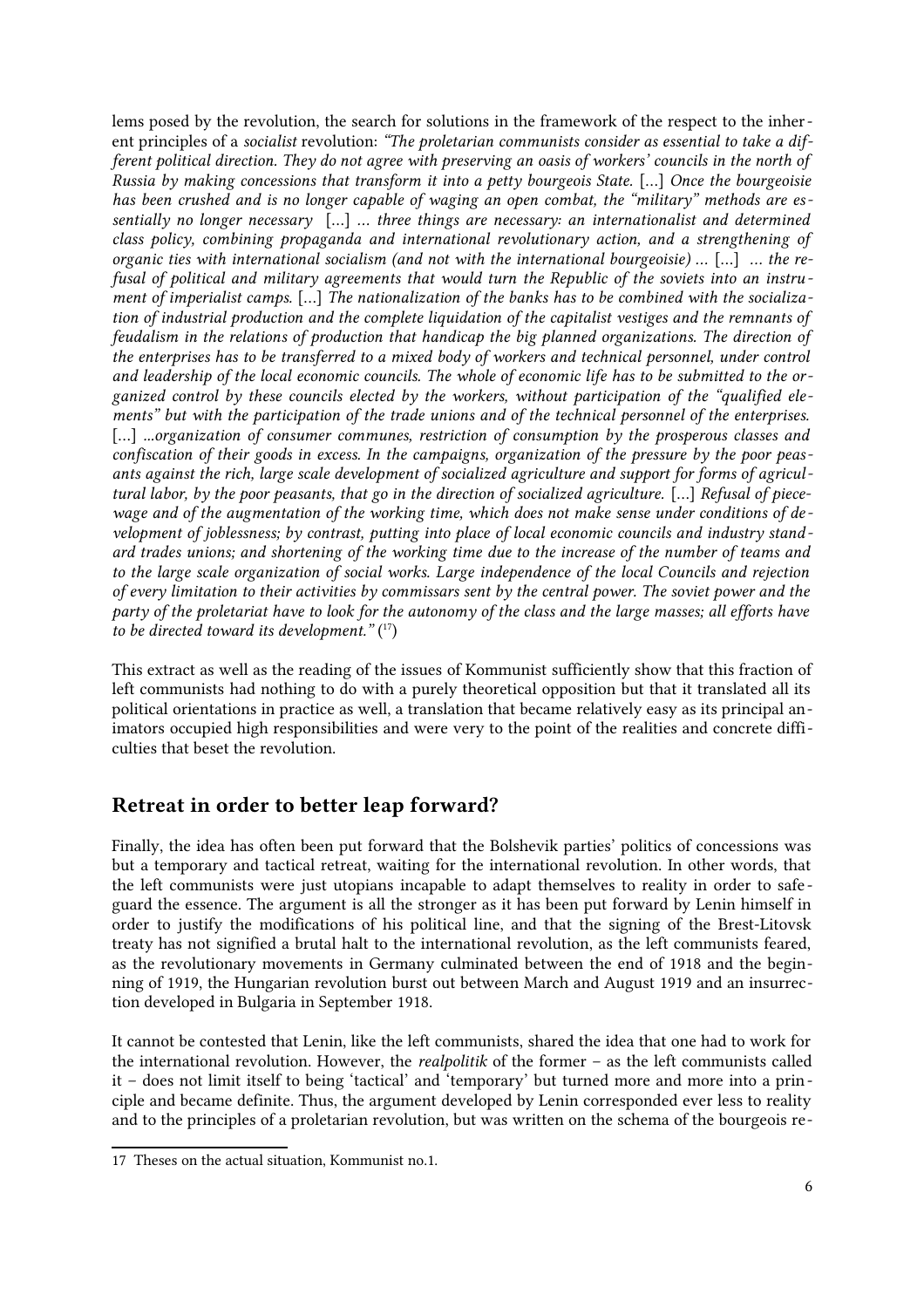lems posed by the revolution, the search for solutions in the framework of the respect to the inherent principles of a *socialist* revolution: *"The proletarian communists consider as essential to take a different political direction. They do not agree with preserving an oasis of workers' councils in the north of Russia by making concessions that transform it into a petty bourgeois State.* […] *Once the bourgeoisie has been crushed and is no longer capable of waging an open combat, the "military" methods are essentially no longer necessary* […] *… three things are necessary: an internationalist and determined class policy, combining propaganda and international revolutionary action, and a strengthening of organic ties with international socialism (and not with the international bourgeoisie) …* […] *… the refusal of political and military agreements that would turn the Republic of the soviets into an instrument of imperialist camps.* […] *The nationalization of the banks has to be combined with the socialization of industrial production and the complete liquidation of the capitalist vestiges and the remnants of feudalism in the relations of production that handicap the big planned organizations. The direction of the enterprises has to be transferred to a mixed body of workers and technical personnel, under control and leadership of the local economic councils. The whole of economic life has to be submitted to the organized control by these councils elected by the workers, without participation of the "qualified elements" but with the participation of the trade unions and of the technical personnel of the enterprises.* […] *...organization of consumer communes, restriction of consumption by the prosperous classes and confiscation of their goods in excess. In the campaigns, organization of the pressure by the poor peasants against the rich, large scale development of socialized agriculture and support for forms of agricultural labor, by the poor peasants, that go in the direction of socialized agriculture.* […] *Refusal of piece-wage and of the augmentation of the working time, which does not make sense under conditions of development of joblessness; by contrast, putting into place of local economic councils and industry standard trades unions; and shortening of the working time due to the increase of the number of teams and to the large scale organization of social works. Large independence of the local Councils and rejection of every limitation to their activities by commissars sent by the central power. The soviet power and the party of the proletariat have to look for the autonomy of the class and the large masses; all efforts have to be directed toward its development."* [17]

This extract as well as the reading of the issues of Kommunist sufficiently show that this fraction of left communists had nothing to do with a purely theoretical opposition but that it translated all its political orientations in practice as well, a translation that became relatively easy as its principal animators occupied high responsibilities and were very to the point of the realities and concrete difficulties that beset the revolution.

## Retreat in order to better leap forward?

Finally, the idea has often been put forward that the Bolshevik parties' politics of concessions was but a temporary and tactical retreat, waiting for the international revolution. In other words, that the left communists were just utopians incapable to adapt themselves to reality in order to safeguard the essence. The argument is all the stronger as it has been put forward by Lenin himself in order to justify the modifications of his political line, and that the signing of the Brest-Litovsk treaty has not signified a brutal halt to the international revolution, as the left communists feared, as the revolutionary movements in Germany culminated between the end of 1918 and the beginning of 1919, the Hungarian revolution burst out between March and August 1919 and an insurrection developed in Bulgaria in September 1918.

It cannot be contested that Lenin, like the left communists, shared the idea that one had to work for the international revolution. However, the *realpolitik* of the former – as the left communists called it – does not limit itself to being 'tactical' and 'temporary' but turned more and more into a principle and became definite. Thus, the argument developed by Lenin corresponded ever less to reality and to the principles of a proletarian revolution, but was written on the schema of the bourgeois re-

17 Theses on the actual situation, Kommunist no.1.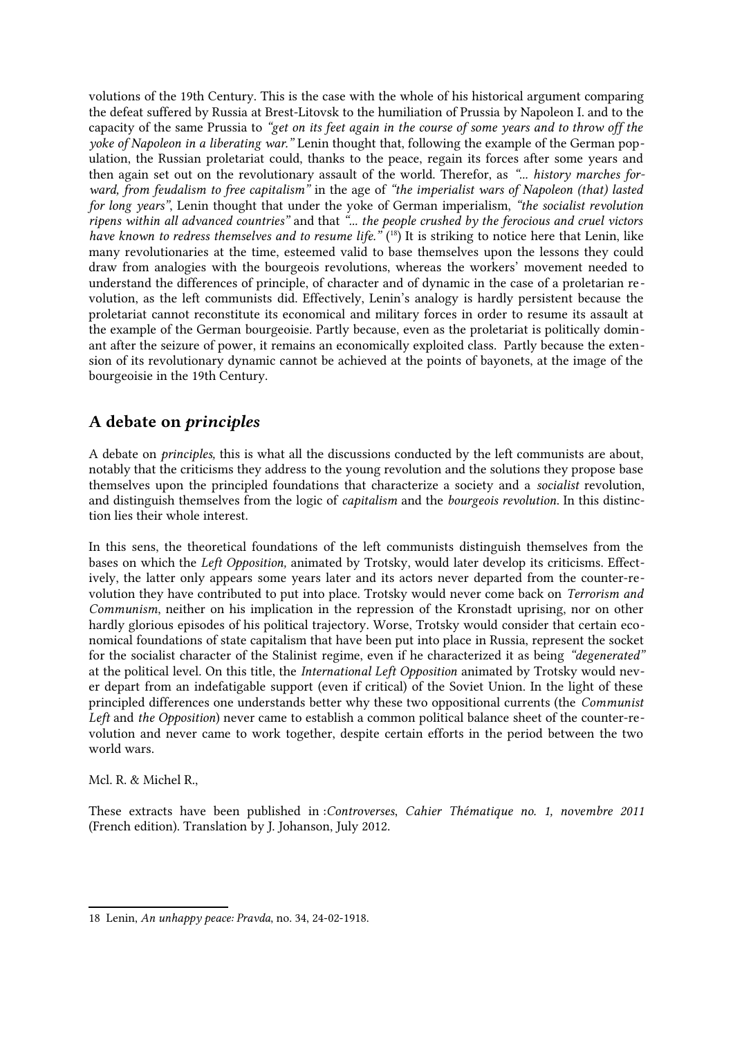volutions of the 19th Century. This is the case with the whole of his historical argument comparing the defeat suffered by Russia at Brest-Litovsk to the humiliation of Prussia by Napoleon I. and to the capacity of the same Prussia to *"get on its feet again in the course of some years and to throw off the yoke of Napoleon in a liberating war."* Lenin thought that, following the example of the German population, the Russian proletariat could, thanks to the peace, regain its forces after some years and then again set out on the revolutionary assault of the world. Therefor, as *"... history marches forward, from feudalism to free capitalism"* in the age of *"the imperialist wars of Napoleon (that) lasted for long years"*, Lenin thought that under the yoke of German imperialism, *"the socialist revolution ripens within all advanced countries"* and that *"... the people crushed by the ferocious and cruel victors have known to redress themselves and to resume life."* ([18]) It is striking to notice here that Lenin, like many revolutionaries at the time, esteemed valid to base themselves upon the lessons they could draw from analogies with the bourgeois revolutions, whereas the workers' movement needed to understand the differences of principle, of character and of dynamic in the case of a proletarian revolution, as the left communists did. Effectively, Lenin's analogy is hardly persistent because the proletariat cannot reconstitute its economical and military forces in order to resume its assault at the example of the German bourgeoisie. Partly because, even as the proletariat is politically dominant after the seizure of power, it remains an economically exploited class. Partly because the extension of its revolutionary dynamic cannot be achieved at the points of bayonets, at the image of the bourgeoisie in the 19th Century.

## A debate on *principles*

A debate on *principles,* this is what all the discussions conducted by the left communists are about, notably that the criticisms they address to the young revolution and the solutions they propose base themselves upon the principled foundations that characterize a society and a *socialist* revolution, and distinguish themselves from the logic of *capitalism* and the *bourgeois revolution.* In this distinction lies their whole interest.

In this sens, the theoretical foundations of the left communists distinguish themselves from the bases on which the *Left Opposition,* animated by Trotsky, would later develop its criticisms. Effectively, the latter only appears some years later and its actors never departed from the counter-revolution they have contributed to put into place. Trotsky would never come back on *Terrorism and Communism*, neither on his implication in the repression of the Kronstadt uprising, nor on other hardly glorious episodes of his political trajectory. Worse, Trotsky would consider that certain economical foundations of state capitalism that have been put into place in Russia, represent the socket for the socialist character of the Stalinist regime, even if he characterized it as being *"degenerated"* at the political level. On this title, the *International Left Opposition* animated by Trotsky would never depart from an indefatigable support (even if critical) of the Soviet Union. In the light of these principled differences one understands better why these two oppositional currents (the *Communist Left* and *the Opposition*) never came to establish a common political balance sheet of the counter-revolution and never came to work together, despite certain efforts in the period between the two world wars.

Mcl. R. & Michel R.,

These extracts have been published in :*Controverses*, *Cahier Thématique no. 1, novembre 2011* (French edition). Translation by J. Johanson, July 2012.

---

18 Lenin, *An unhappy peace: Pravda*, no. 34, 24-02-1918.